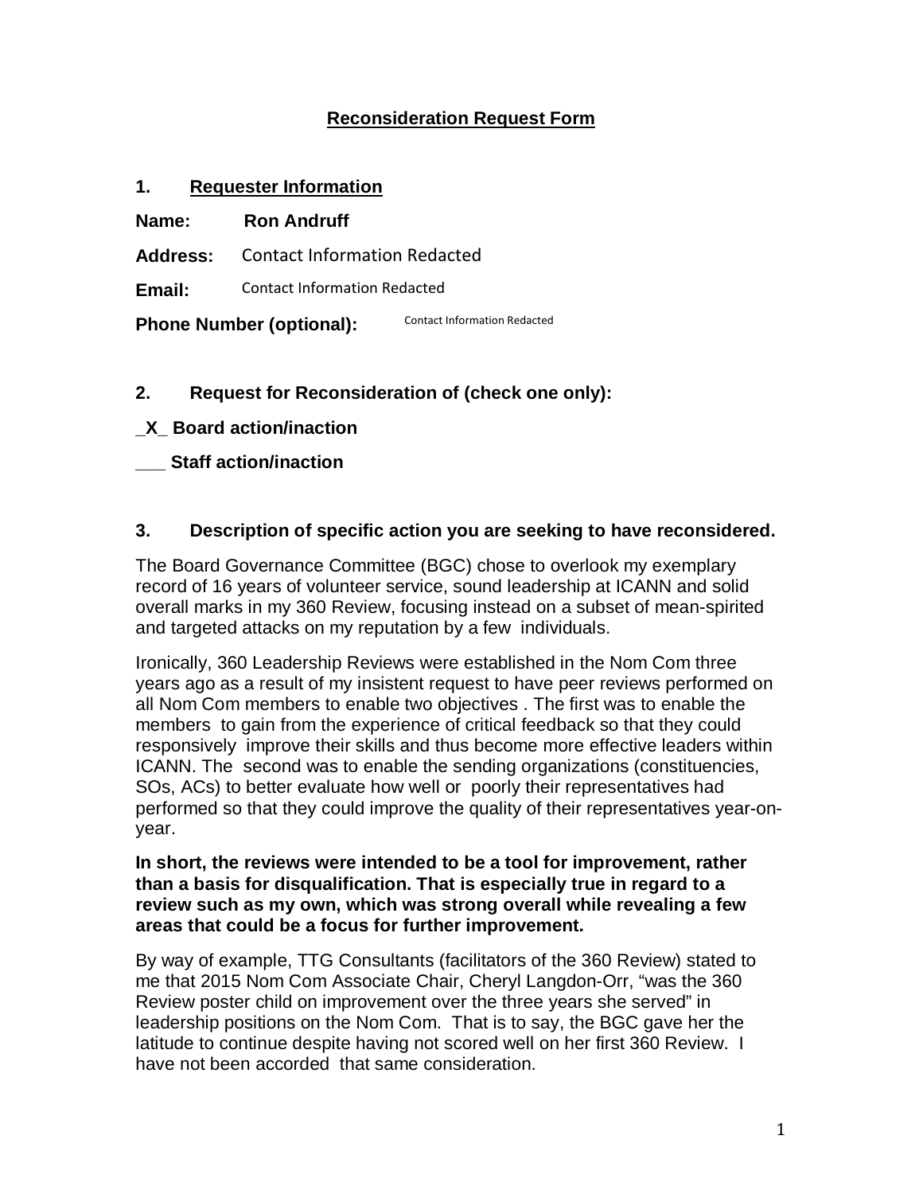# Reconsideration Request Form

## 1. Requester Information

**Name:** **Ron Andruff**

**Address:** Contact Information Redacted

**Email:** Contact Information Redacted

**Phone Number (optional):** Contact Information Redacted

## 2. Request for Reconsideration of (check one only):

**_X_ Board action/inaction**

**___ Staff action/inaction**

## 3. Description of specific action you are seeking to have reconsidered.

The Board Governance Committee (BGC) chose to overlook my exemplary record of 16 years of volunteer service, sound leadership at ICANN and solid overall marks in my 360 Review, focusing instead on a subset of mean-spirited and targeted attacks on my reputation by a few individuals.

Ironically, 360 Leadership Reviews were established in the Nom Com three years ago as a result of my insistent request to have peer reviews performed on all Nom Com members to enable two objectives . The first was to enable the members to gain from the experience of critical feedback so that they could responsively improve their skills and thus become more effective leaders within ICANN. The second was to enable the sending organizations (constituencies, SOs, ACs) to better evaluate how well or poorly their representatives had performed so that they could improve the quality of their representatives year-on-year.

**In short, the reviews were intended to be a tool for improvement, rather than a basis for disqualification. That is especially true in regard to a review such as my own, which was strong overall while revealing a few areas that could be a focus for further improvement.**

By way of example, TTG Consultants (facilitators of the 360 Review) stated to me that 2015 Nom Com Associate Chair, Cheryl Langdon-Orr, "was the 360 Review poster child on improvement over the three years she served" in leadership positions on the Nom Com. That is to say, the BGC gave her the latitude to continue despite having not scored well on her first 360 Review. I have not been accorded that same consideration.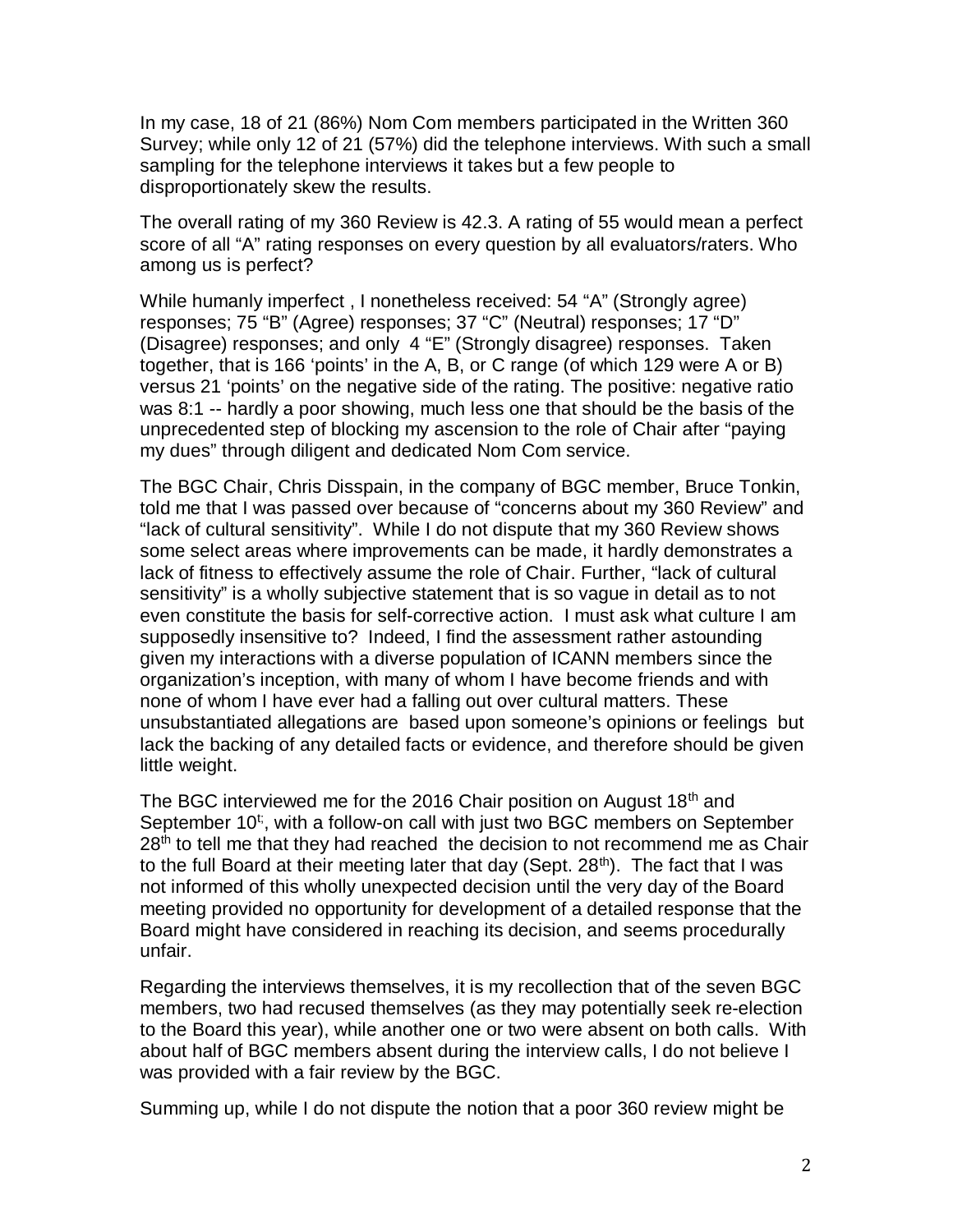In my case, 18 of 21 (86%) Nom Com members participated in the Written 360 Survey; while only 12 of 21 (57%) did the telephone interviews. With such a small sampling for the telephone interviews it takes but a few people to disproportionately skew the results.

The overall rating of my 360 Review is 42.3. A rating of 55 would mean a perfect score of all "A" rating responses on every question by all evaluators/raters. Who among us is perfect?

While humanly imperfect , I nonetheless received: 54 "A" (Strongly agree) responses; 75 "B" (Agree) responses; 37 "C" (Neutral) responses; 17 "D" (Disagree) responses; and only 4 "E" (Strongly disagree) responses. Taken together, that is 166 'points' in the A, B, or C range (of which 129 were A or B) versus 21 'points' on the negative side of the rating. The positive: negative ratio was 8:1 -- hardly a poor showing, much less one that should be the basis of the unprecedented step of blocking my ascension to the role of Chair after "paying my dues" through diligent and dedicated Nom Com service.

The BGC Chair, Chris Disspain, in the company of BGC member, Bruce Tonkin, told me that I was passed over because of "concerns about my 360 Review" and "lack of cultural sensitivity". While I do not dispute that my 360 Review shows some select areas where improvements can be made, it hardly demonstrates a lack of fitness to effectively assume the role of Chair. Further, "lack of cultural sensitivity" is a wholly subjective statement that is so vague in detail as to not even constitute the basis for self-corrective action. I must ask what culture I am supposedly insensitive to? Indeed, I find the assessment rather astounding given my interactions with a diverse population of ICANN members since the organization's inception, with many of whom I have become friends and with none of whom I have ever had a falling out over cultural matters. These unsubstantiated allegations are based upon someone's opinions or feelings but lack the backing of any detailed facts or evidence, and therefore should be given little weight.

The BGC interviewed me for the 2016 Chair position on August 18th and September 10t, with a follow-on call with just two BGC members on September 28th to tell me that they had reached the decision to not recommend me as Chair to the full Board at their meeting later that day (Sept. 28th). The fact that I was not informed of this wholly unexpected decision until the very day of the Board meeting provided no opportunity for development of a detailed response that the Board might have considered in reaching its decision, and seems procedurally unfair.

Regarding the interviews themselves, it is my recollection that of the seven BGC members, two had recused themselves (as they may potentially seek re-election to the Board this year), while another one or two were absent on both calls. With about half of BGC members absent during the interview calls, I do not believe I was provided with a fair review by the BGC.

Summing up, while I do not dispute the notion that a poor 360 review might be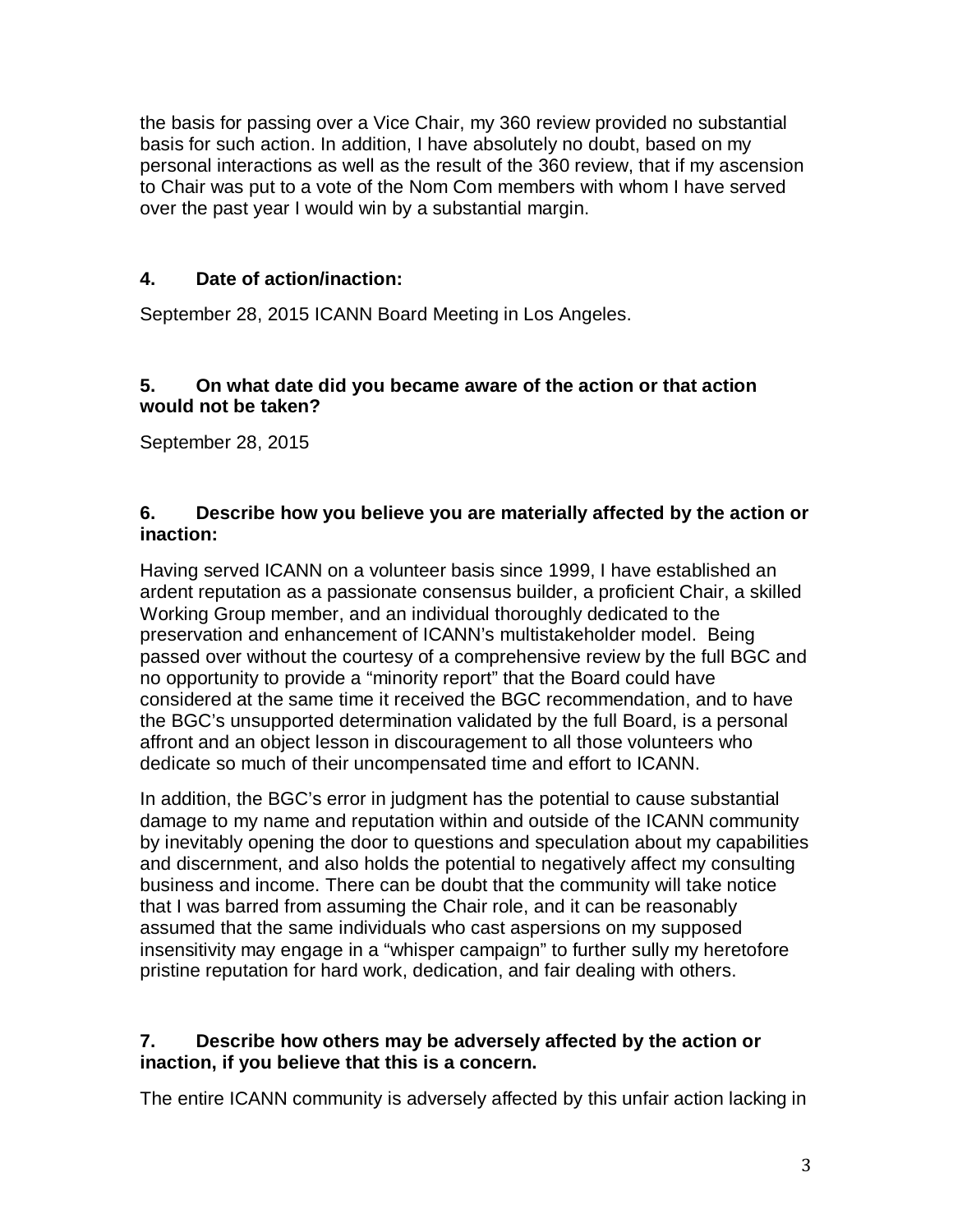the basis for passing over a Vice Chair, my 360 review provided no substantial basis for such action. In addition, I have absolutely no doubt, based on my personal interactions as well as the result of the 360 review, that if my ascension to Chair was put to a vote of the Nom Com members with whom I have served over the past year I would win by a substantial margin.

### 4. Date of action/inaction:

September 28, 2015 ICANN Board Meeting in Los Angeles.

### 5. On what date did you became aware of the action or that action would not be taken?

September 28, 2015

### 6. Describe how you believe you are materially affected by the action or inaction:

Having served ICANN on a volunteer basis since 1999, I have established an ardent reputation as a passionate consensus builder, a proficient Chair, a skilled Working Group member, and an individual thoroughly dedicated to the preservation and enhancement of ICANN's multistakeholder model. Being passed over without the courtesy of a comprehensive review by the full BGC and no opportunity to provide a "minority report" that the Board could have considered at the same time it received the BGC recommendation, and to have the BGC's unsupported determination validated by the full Board, is a personal affront and an object lesson in discouragement to all those volunteers who dedicate so much of their uncompensated time and effort to ICANN.

In addition, the BGC's error in judgment has the potential to cause substantial damage to my name and reputation within and outside of the ICANN community by inevitably opening the door to questions and speculation about my capabilities and discernment, and also holds the potential to negatively affect my consulting business and income. There can be doubt that the community will take notice that I was barred from assuming the Chair role, and it can be reasonably assumed that the same individuals who cast aspersions on my supposed insensitivity may engage in a "whisper campaign" to further sully my heretofore pristine reputation for hard work, dedication, and fair dealing with others.

### 7. Describe how others may be adversely affected by the action or inaction, if you believe that this is a concern.

The entire ICANN community is adversely affected by this unfair action lacking in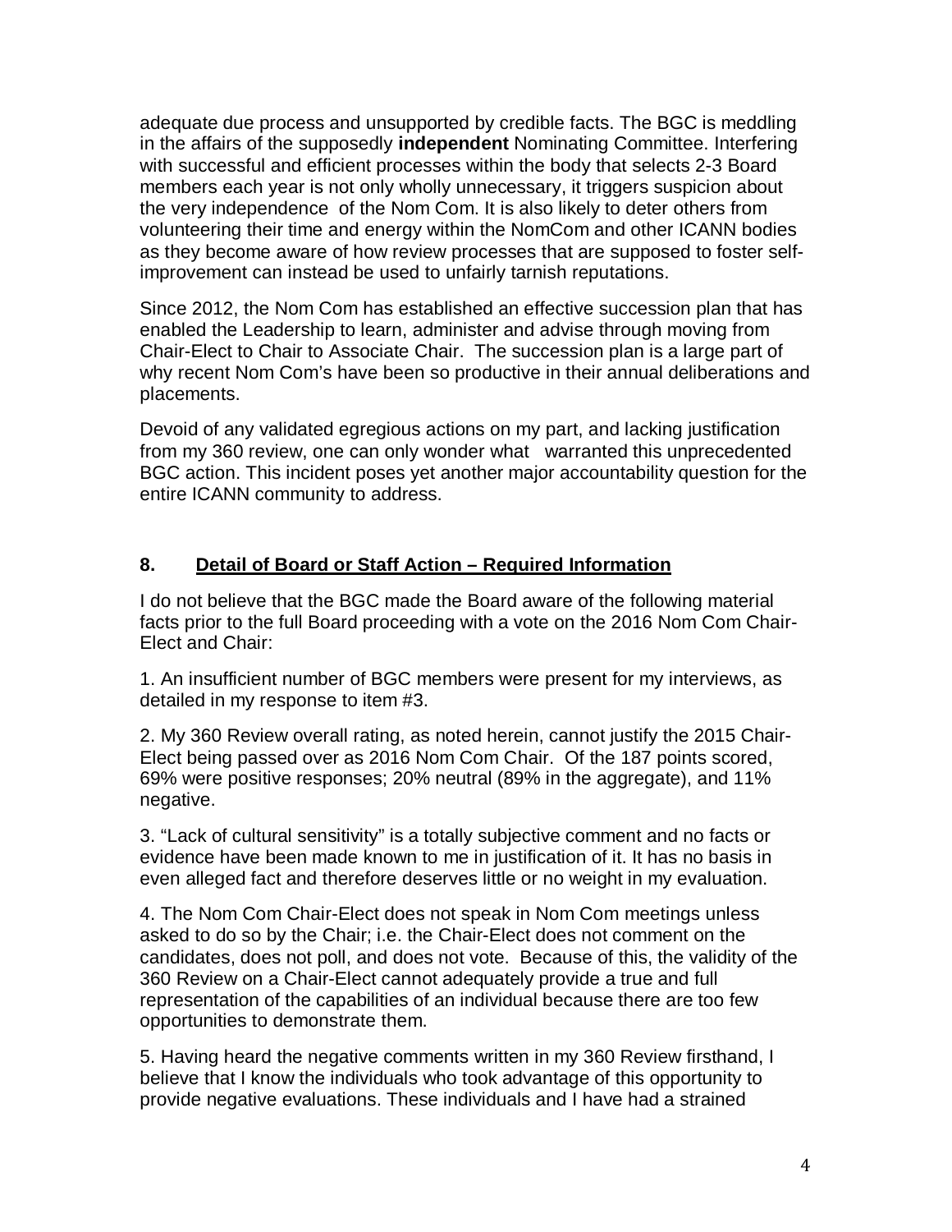adequate due process and unsupported by credible facts. The BGC is meddling in the affairs of the supposedly **independent** Nominating Committee. Interfering with successful and efficient processes within the body that selects 2-3 Board members each year is not only wholly unnecessary, it triggers suspicion about the very independence of the Nom Com. It is also likely to deter others from volunteering their time and energy within the NomCom and other ICANN bodies as they become aware of how review processes that are supposed to foster self-improvement can instead be used to unfairly tarnish reputations.

Since 2012, the Nom Com has established an effective succession plan that has enabled the Leadership to learn, administer and advise through moving from Chair-Elect to Chair to Associate Chair. The succession plan is a large part of why recent Nom Com's have been so productive in their annual deliberations and placements.

Devoid of any validated egregious actions on my part, and lacking justification from my 360 review, one can only wonder what warranted this unprecedented BGC action. This incident poses yet another major accountability question for the entire ICANN community to address.

## 8. Detail of Board or Staff Action – Required Information

I do not believe that the BGC made the Board aware of the following material facts prior to the full Board proceeding with a vote on the 2016 Nom Com Chair-Elect and Chair:

1. An insufficient number of BGC members were present for my interviews, as detailed in my response to item #3.

2. My 360 Review overall rating, as noted herein, cannot justify the 2015 Chair-Elect being passed over as 2016 Nom Com Chair. Of the 187 points scored, 69% were positive responses; 20% neutral (89% in the aggregate), and 11% negative.

3. "Lack of cultural sensitivity" is a totally subjective comment and no facts or evidence have been made known to me in justification of it. It has no basis in even alleged fact and therefore deserves little or no weight in my evaluation.

4. The Nom Com Chair-Elect does not speak in Nom Com meetings unless asked to do so by the Chair; i.e. the Chair-Elect does not comment on the candidates, does not poll, and does not vote. Because of this, the validity of the 360 Review on a Chair-Elect cannot adequately provide a true and full representation of the capabilities of an individual because there are too few opportunities to demonstrate them.

5. Having heard the negative comments written in my 360 Review firsthand, I believe that I know the individuals who took advantage of this opportunity to provide negative evaluations. These individuals and I have had a strained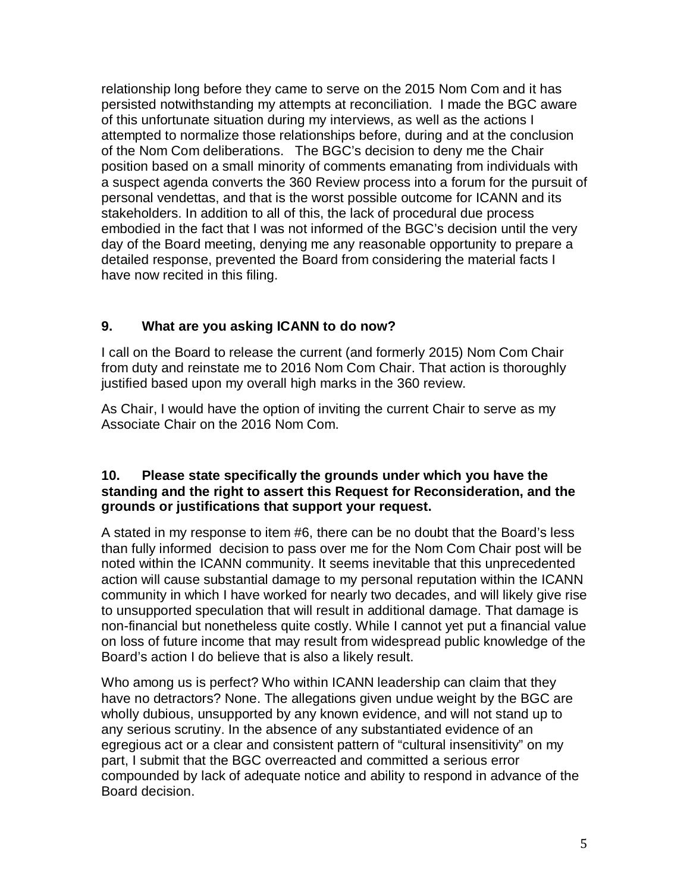relationship long before they came to serve on the 2015 Nom Com and it has persisted notwithstanding my attempts at reconciliation. I made the BGC aware of this unfortunate situation during my interviews, as well as the actions I attempted to normalize those relationships before, during and at the conclusion of the Nom Com deliberations. The BGC's decision to deny me the Chair position based on a small minority of comments emanating from individuals with a suspect agenda converts the 360 Review process into a forum for the pursuit of personal vendettas, and that is the worst possible outcome for ICANN and its stakeholders. In addition to all of this, the lack of procedural due process embodied in the fact that I was not informed of the BGC's decision until the very day of the Board meeting, denying me any reasonable opportunity to prepare a detailed response, prevented the Board from considering the material facts I have now recited in this filing.

### 9. What are you asking ICANN to do now?

I call on the Board to release the current (and formerly 2015) Nom Com Chair from duty and reinstate me to 2016 Nom Com Chair. That action is thoroughly justified based upon my overall high marks in the 360 review.

As Chair, I would have the option of inviting the current Chair to serve as my Associate Chair on the 2016 Nom Com.

### 10. Please state specifically the grounds under which you have the standing and the right to assert this Request for Reconsideration, and the grounds or justifications that support your request.

A stated in my response to item #6, there can be no doubt that the Board's less than fully informed decision to pass over me for the Nom Com Chair post will be noted within the ICANN community. It seems inevitable that this unprecedented action will cause substantial damage to my personal reputation within the ICANN community in which I have worked for nearly two decades, and will likely give rise to unsupported speculation that will result in additional damage. That damage is non-financial but nonetheless quite costly. While I cannot yet put a financial value on loss of future income that may result from widespread public knowledge of the Board's action I do believe that is also a likely result.

Who among us is perfect? Who within ICANN leadership can claim that they have no detractors? None. The allegations given undue weight by the BGC are wholly dubious, unsupported by any known evidence, and will not stand up to any serious scrutiny. In the absence of any substantiated evidence of an egregious act or a clear and consistent pattern of "cultural insensitivity" on my part, I submit that the BGC overreacted and committed a serious error compounded by lack of adequate notice and ability to respond in advance of the Board decision.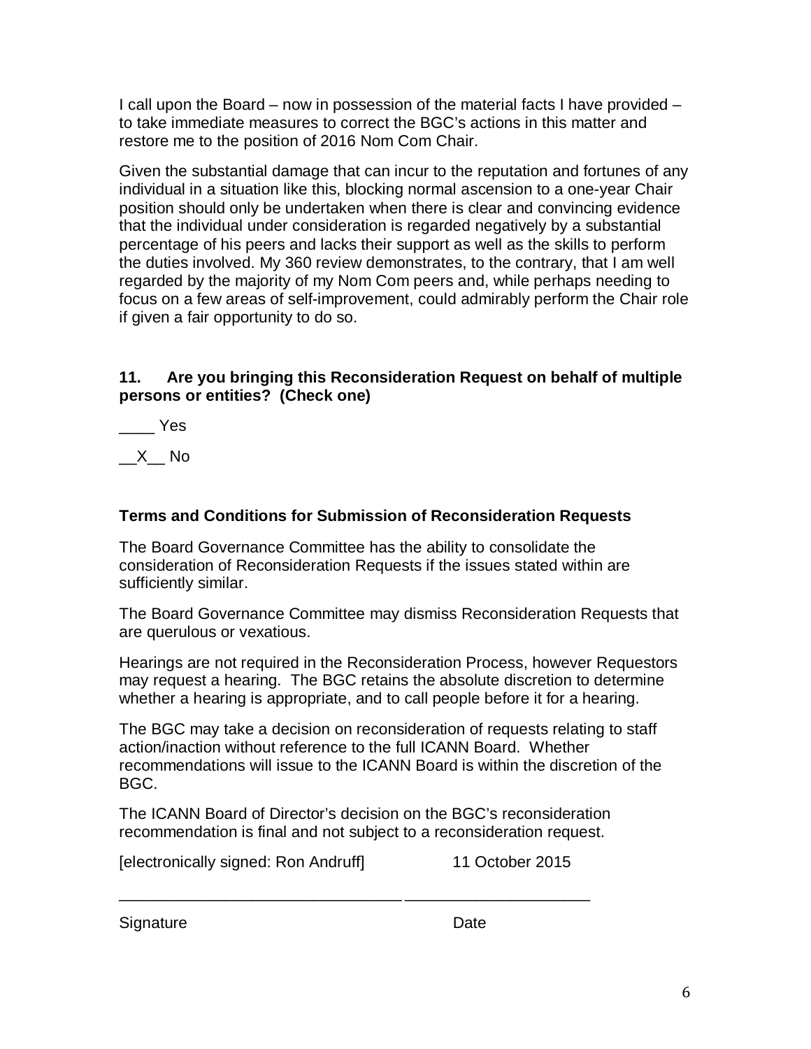I call upon the Board – now in possession of the material facts I have provided – to take immediate measures to correct the BGC's actions in this matter and restore me to the position of 2016 Nom Com Chair.

Given the substantial damage that can incur to the reputation and fortunes of any individual in a situation like this, blocking normal ascension to a one-year Chair position should only be undertaken when there is clear and convincing evidence that the individual under consideration is regarded negatively by a substantial percentage of his peers and lacks their support as well as the skills to perform the duties involved. My 360 review demonstrates, to the contrary, that I am well regarded by the majority of my Nom Com peers and, while perhaps needing to focus on a few areas of self-improvement, could admirably perform the Chair role if given a fair opportunity to do so.

**11. Are you bringing this Reconsideration Request on behalf of multiple persons or entities? (Check one)**

____ Yes

__X__ No

**Terms and Conditions for Submission of Reconsideration Requests**

The Board Governance Committee has the ability to consolidate the consideration of Reconsideration Requests if the issues stated within are sufficiently similar.

The Board Governance Committee may dismiss Reconsideration Requests that are querulous or vexatious.

Hearings are not required in the Reconsideration Process, however Requestors may request a hearing. The BGC retains the absolute discretion to determine whether a hearing is appropriate, and to call people before it for a hearing.

The BGC may take a decision on reconsideration of requests relating to staff action/inaction without reference to the full ICANN Board. Whether recommendations will issue to the ICANN Board is within the discretion of the BGC.

The ICANN Board of Director's decision on the BGC's reconsideration recommendation is final and not subject to a reconsideration request.

[electronically signed: Ron Andruff] 11 October 2015

_________________________________ _____________________

Signature Date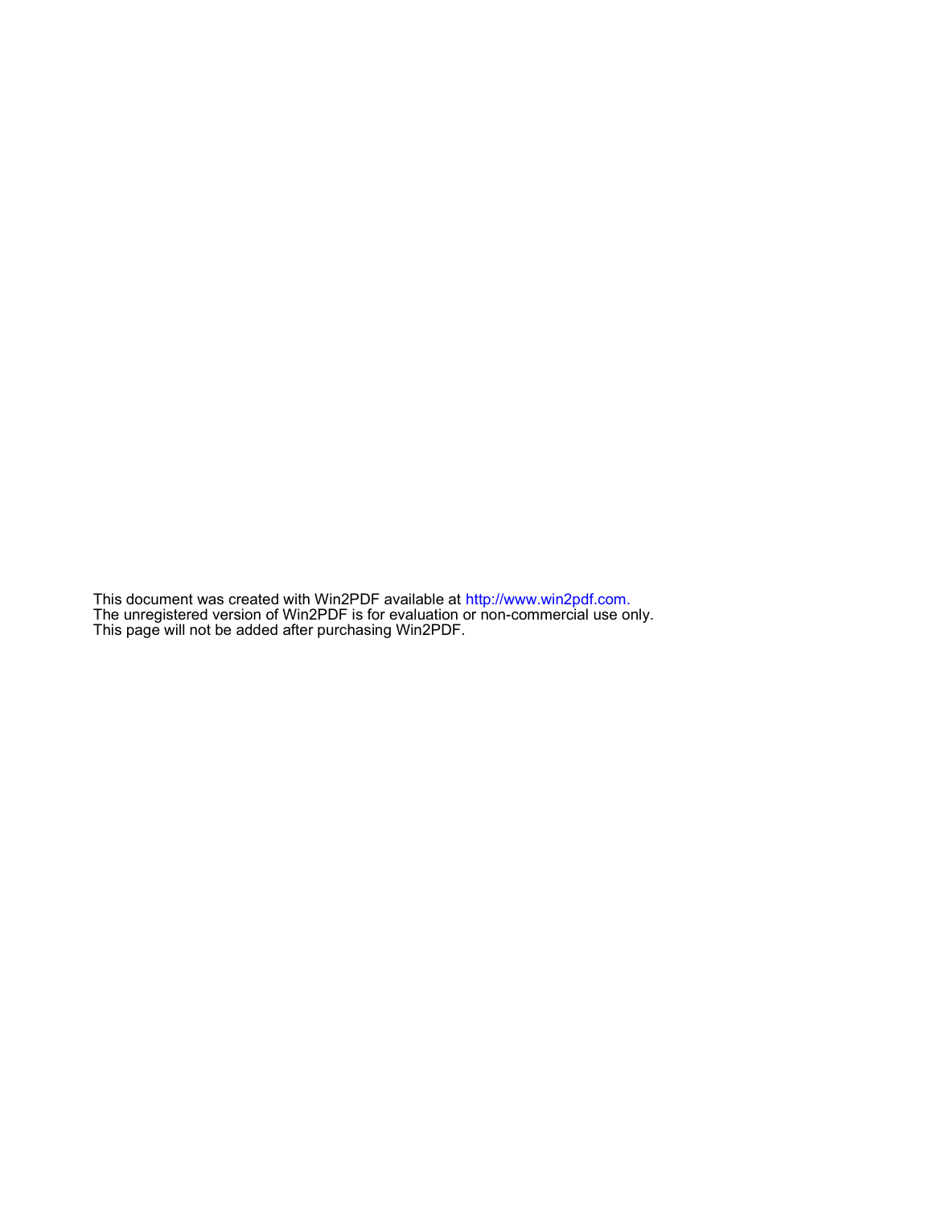This document was created with Win2PDF available at http://www.win2pdf.com.
The unregistered version of Win2PDF is for evaluation or non-commercial use only.
This page will not be added after purchasing Win2PDF.